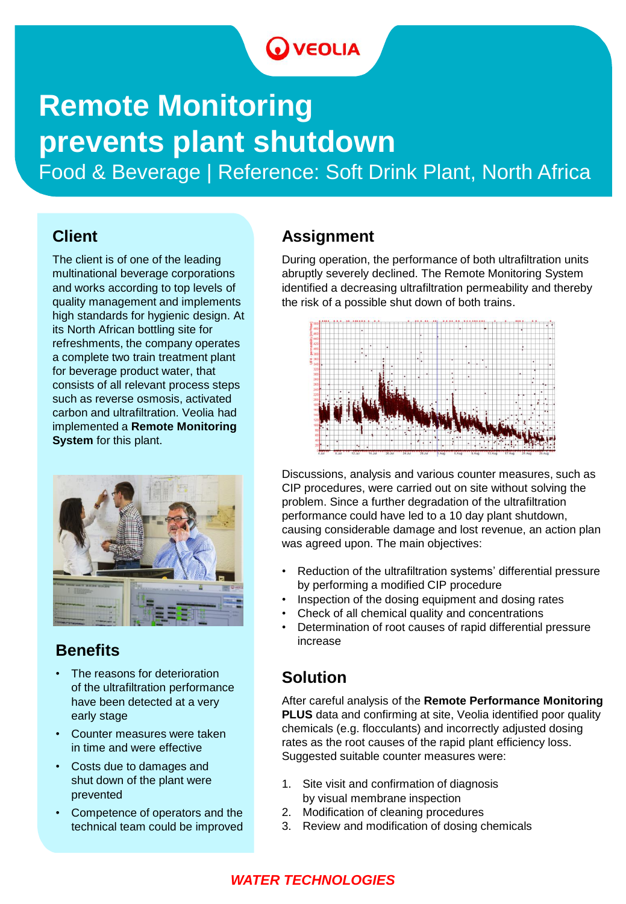# Remote Monitoring prevents plant shutdown

Food & Beverage | Reference: Soft Drink Plant, North Africa

## Client

The client is of one of the leading multinational beverage corporations and works according to top levels of quality management and implements high standards for hygienic design. At its North African bottling site for refreshments, the company operates a complete two train treatment plant for beverage product water, that consists of all relevant process steps such as reverse osmosis, activated carbon and ultrafiltration. Veolia had implemented a **Remote Monitoring System** for this plant.

## Benefits

- The reasons for deterioration of the ultrafiltration performance have been detected at a very early stage
- Counter measures were taken in time and were effective
- Costs due to damages and shut down of the plant were prevented
- Competence of operators and the technical team could be improved

## Assignment

During operation, the performance of both ultrafiltration units abruptly severely declined. The Remote Monitoring System identified a decreasing ultrafiltration permeability and thereby the risk of a possible shut down of both trains.

Discussions, analysis and various counter measures, such as CIP procedures, were carried out on site without solving the problem. Since a further degradation of the ultrafiltration performance could have led to a 10 day plant shutdown, causing considerable damage and lost revenue, an action plan was agreed upon. The main objectives:

- Reduction of the ultrafiltration systems' differential pressure by performing a modified CIP procedure
- Inspection of the dosing equipment and dosing rates
- Check of all chemical quality and concentrations
- Determination of root causes of rapid differential pressure increase

## Solution

After careful analysis of the **Remote Performance Monitoring PLUS** data and confirming at site, Veolia identified poor quality chemicals (e.g. flocculants) and incorrectly adjusted dosing rates as the root causes of the rapid plant efficiency loss. Suggested suitable counter measures were:

1. Site visit and confirmation of diagnosis by visual membrane inspection
2. Modification of cleaning procedures
3. Review and modification of dosing chemicals

*WATER TECHNOLOGIES*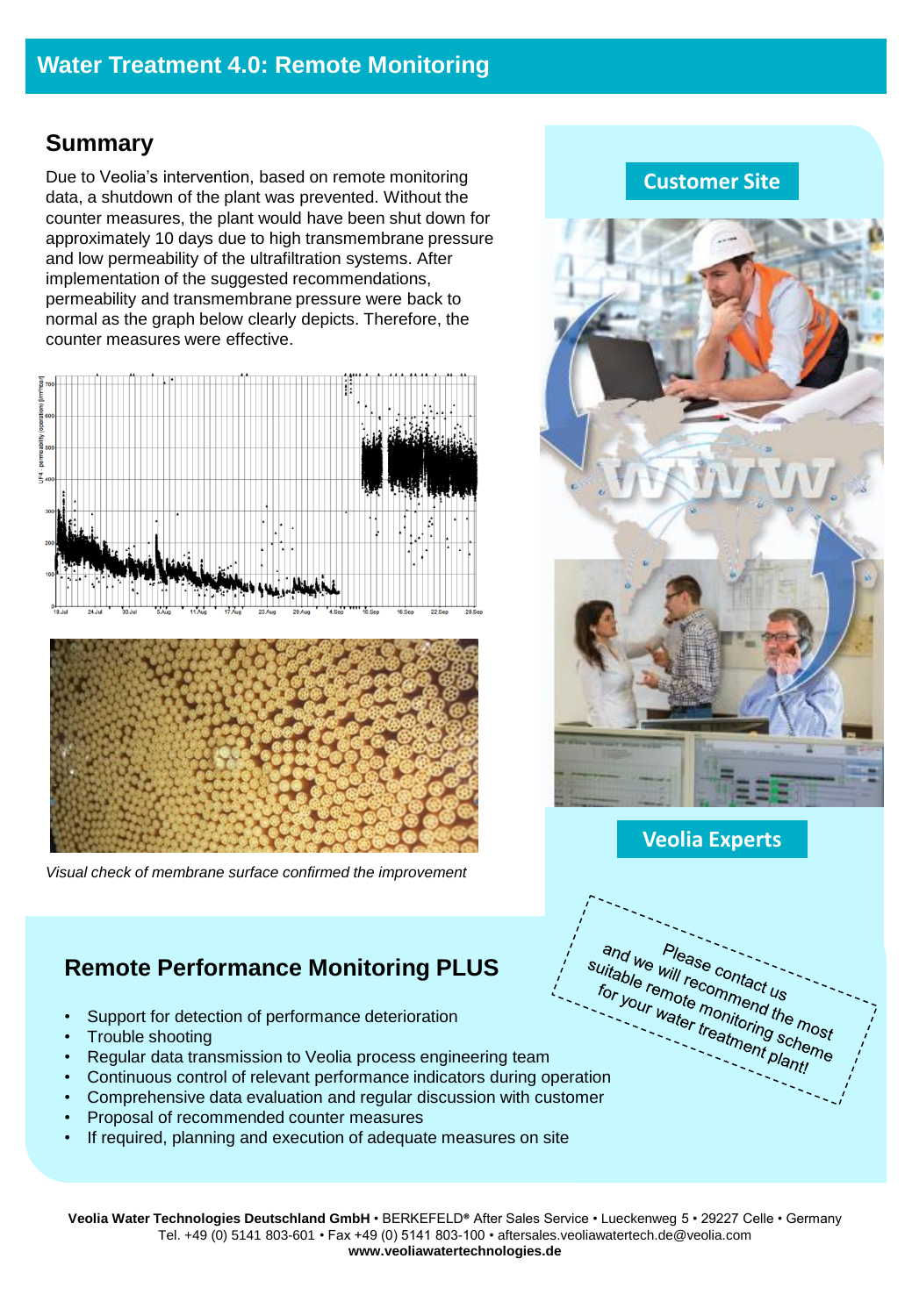## Water Treatment 4.0: Remote Monitoring

### Summary

Due to Veolia's intervention, based on remote monitoring data, a shutdown of the plant was prevented. Without the counter measures, the plant would have been shut down for approximately 10 days due to high transmembrane pressure and low permeability of the ultrafiltration systems. After implementation of the suggested recommendations, permeability and transmembrane pressure were back to normal as the graph below clearly depicts. Therefore, the counter measures were effective.

UF4 - permeability (operation) [l/m²hbar]
700
600
500
400
300
200
100
0
18.Jul 24.Jul 30.Jul 5.Aug 11.Aug 17.Aug 23.Aug 29.Aug 4.Sep 10.Sep 16.Sep 22.Sep 28.Sep

*Visual check of membrane surface confirmed the improvement*

Customer Site

Veolia Experts

Please contact us and we will recommend the most suitable remote monitoring scheme for your water treatment plant!

### Remote Performance Monitoring PLUS

- Support for detection of performance deterioration
- Trouble shooting
- Regular data transmission to Veolia process engineering team
- Continuous control of relevant performance indicators during operation
- Comprehensive data evaluation and regular discussion with customer
- Proposal of recommended counter measures
- If required, planning and execution of adequate measures on site

**Veolia Water Technologies Deutschland GmbH** • BERKEFELD® After Sales Service • Lueckenweg 5 • 29227 Celle • Germany
Tel. +49 (0) 5141 803-601 • Fax +49 (0) 5141 803-100 • aftersales.veoliawatertech.de@veolia.com
**www.veoliawatertechnologies.de**